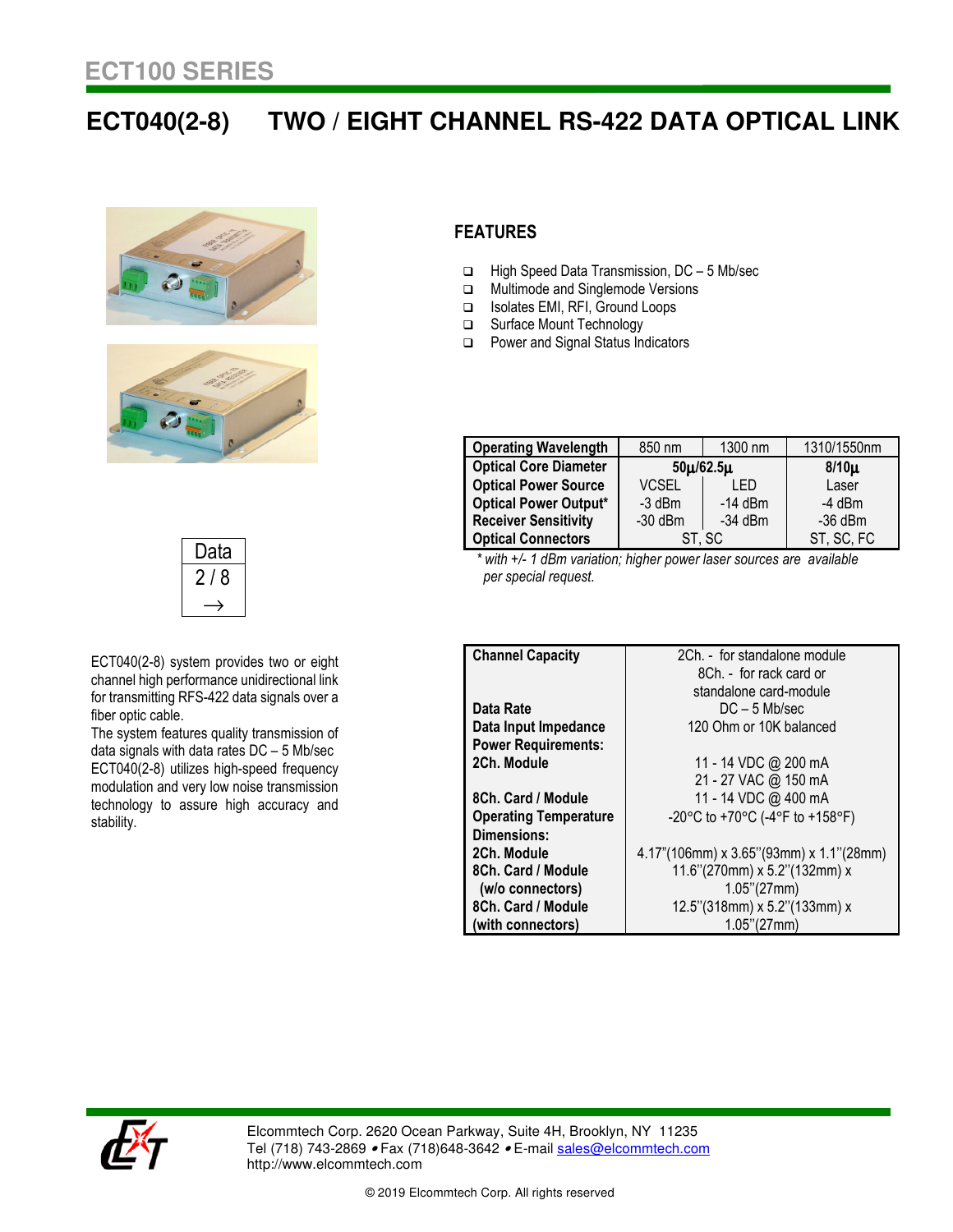# ECT100 SERIES

## ECT040(2-8) TWO / EIGHT CHANNEL RS-422 DATA OPTICAL LINK

Data
2 / 8
→

### FEATURES

- High Speed Data Transmission, DC – 5 Mb/sec
- Multimode and Singlemode Versions
- Isolates EMI, RFI, Ground Loops
- Surface Mount Technology
- Power and Signal Status Indicators

| Operating Wavelength | 850 nm | 1300 nm | 1310/1550nm |
|---|---|---|---|
| **Optical Core Diameter** | **50µ/62.5µ** | | **8/10µ** |
| **Optical Power Source** | VCSEL | LED | Laser |
| **Optical Power Output*** | -3 dBm | -14 dBm | -4 dBm |
| **Receiver Sensitivity** | -30 dBm | -34 dBm | -36 dBm |
| **Optical Connectors** | ST, SC | | ST, SC, FC |

*\* with +/- 1 dBm variation; higher power laser sources are available per special request.*

ECT040(2-8) system provides two or eight channel high performance unidirectional link for transmitting RFS-422 data signals over a fiber optic cable.
The system features quality transmission of data signals with data rates DC – 5 Mb/sec ECT040(2-8) utilizes high-speed frequency modulation and very low noise transmission technology to assure high accuracy and stability.

| | |
|---|---|
| **Channel Capacity** | 2Ch. - for standalone module<br>8Ch. - for rack card or standalone card-module |
| **Data Rate** | DC – 5 Mb/sec |
| **Data Input Impedance** | 120 Ohm or 10K balanced |
| **Power Requirements:** | |
| **2Ch. Module** | 11 - 14 VDC @ 200 mA<br>21 - 27 VAC @ 150 mA |
| **8Ch. Card / Module** | 11 - 14 VDC @ 400 mA |
| **Operating Temperature** | -20°C to +70°C (-4°F to +158°F) |
| **Dimensions:** | |
| **2Ch. Module** | 4.17"(106mm) x 3.65"(93mm) x 1.1"(28mm) |
| **8Ch. Card / Module (w/o connectors)** | 11.6"(270mm) x 5.2"(132mm) x 1.05"(27mm) |
| **8Ch. Card / Module (with connectors)** | 12.5"(318mm) x 5.2"(133mm) x 1.05"(27mm) |

Elcommtech Corp. 2620 Ocean Parkway, Suite 4H, Brooklyn, NY 11235
Tel (718) 743-2869 • Fax (718)648-3642 • E-mail sales@elcommtech.com
http://www.elcommtech.com

© 2019 Elcommtech Corp. All rights reserved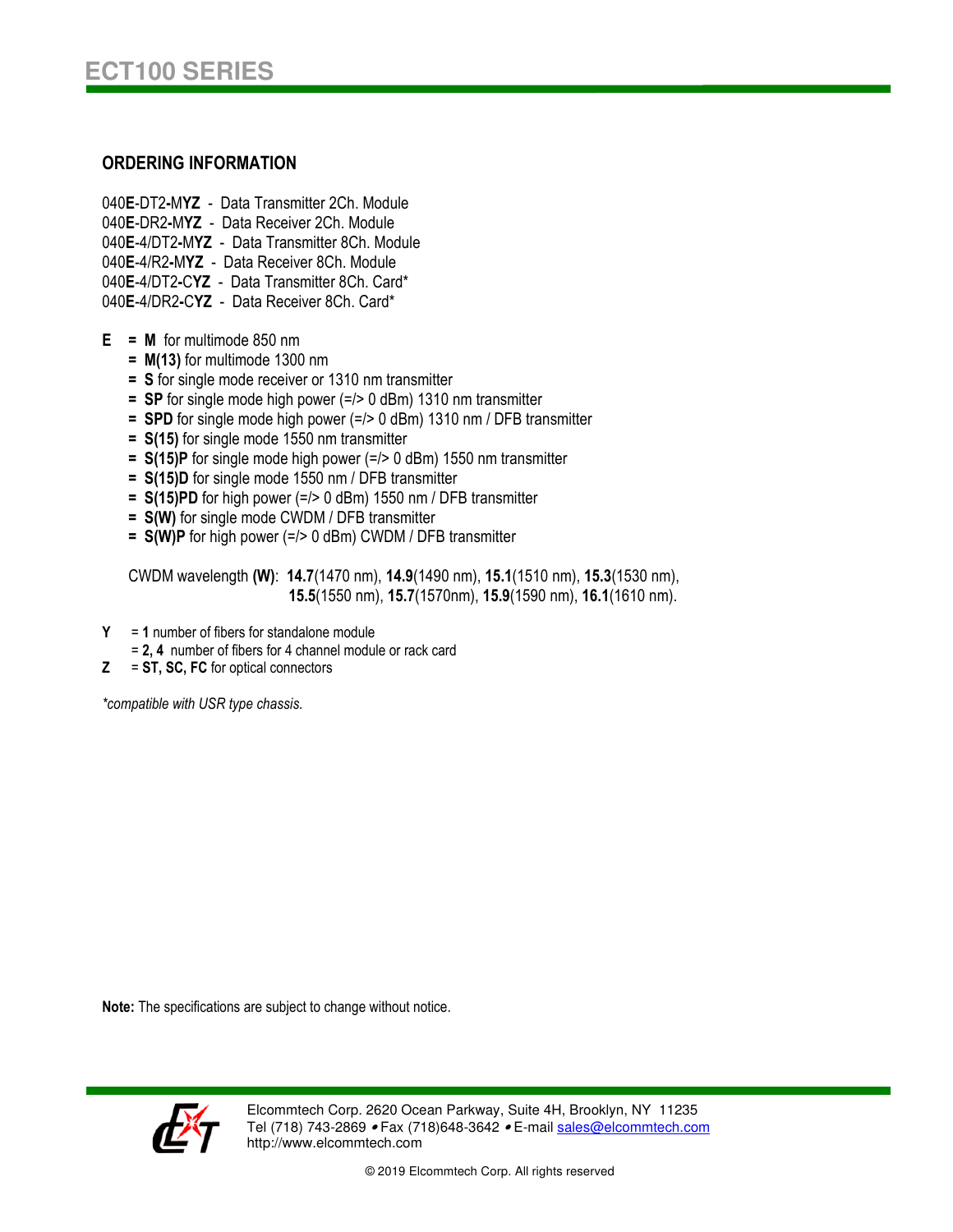## ORDERING INFORMATION

040**E**-DT2-M**YZ** - Data Transmitter 2Ch. Module
040**E**-DR2-M**YZ** - Data Receiver 2Ch. Module
040**E**-4/DT2-M**YZ** - Data Transmitter 8Ch. Module
040**E**-4/R2-M**YZ** - Data Receiver 8Ch. Module
040**E**-4/DT2-C**YZ** - Data Transmitter 8Ch. Card*
040**E**-4/DR2-C**YZ** - Data Receiver 8Ch. Card*

**E** = **M** for multimode 850 nm
= **M(13)** for multimode 1300 nm
= **S** for single mode receiver or 1310 nm transmitter
= **SP** for single mode high power (=/> 0 dBm) 1310 nm transmitter
= **SPD** for single mode high power (=/> 0 dBm) 1310 nm / DFB transmitter
= **S(15)** for single mode 1550 nm transmitter
= **S(15)P** for single mode high power (=/> 0 dBm) 1550 nm transmitter
= **S(15)D** for single mode 1550 nm / DFB transmitter
= **S(15)PD** for high power (=/> 0 dBm) 1550 nm / DFB transmitter
= **S(W)** for single mode CWDM / DFB transmitter
= **S(W)P** for high power (=/> 0 dBm) CWDM / DFB transmitter

CWDM wavelength **(W)**: **14.7**(1470 nm), **14.9**(1490 nm), **15.1**(1510 nm), **15.3**(1530 nm), **15.5**(1550 nm), **15.7**(1570nm), **15.9**(1590 nm), **16.1**(1610 nm).

**Y** = **1** number of fibers for standalone module
= **2, 4** number of fibers for 4 channel module or rack card
**Z** = **ST, SC, FC** for optical connectors

*\*compatible with USR type chassis.*

**Note:** The specifications are subject to change without notice.

Elcommtech Corp. 2620 Ocean Parkway, Suite 4H, Brooklyn, NY 11235
Tel (718) 743-2869 • Fax (718)648-3642 • E-mail sales@elcommtech.com
http://www.elcommtech.com

© 2019 Elcommtech Corp. All rights reserved